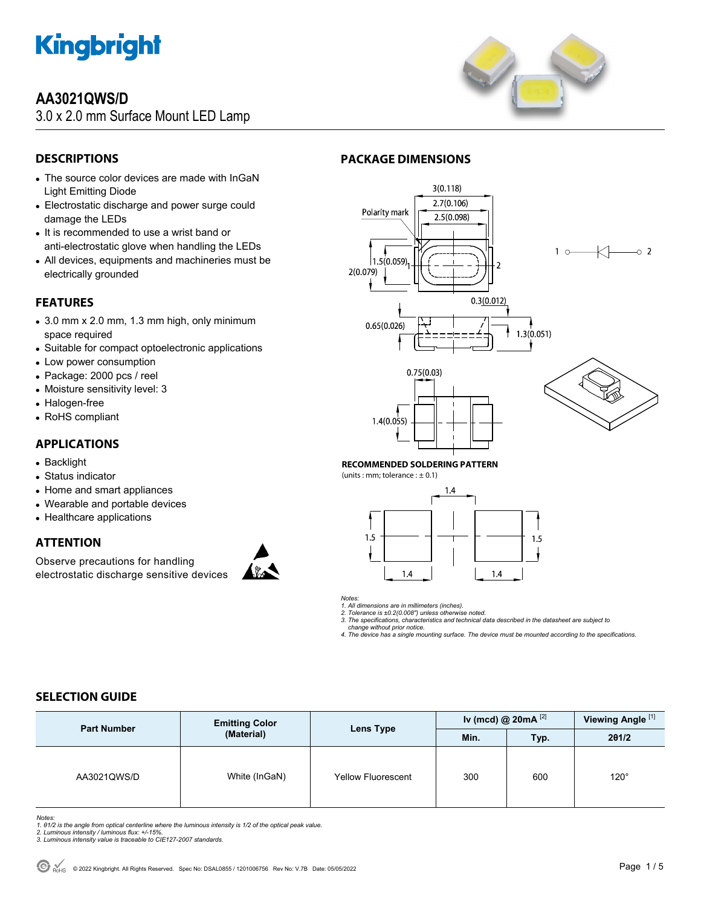# AA3021QWS/D

3.0 x 2.0 mm Surface Mount LED Lamp

## DESCRIPTIONS

- The source color devices are made with InGaN Light Emitting Diode
- Electrostatic discharge and power surge could damage the LEDs
- It is recommended to use a wrist band or anti-electrostatic glove when handling the LEDs
- All devices, equipments and machineries must be electrically grounded

## FEATURES

- 3.0 mm x 2.0 mm, 1.3 mm high, only minimum space required
- Suitable for compact optoelectronic applications
- Low power consumption
- Package: 2000 pcs / reel
- Moisture sensitivity level: 3
- Halogen-free
- RoHS compliant

## APPLICATIONS

- Backlight
- Status indicator
- Home and smart appliances
- Wearable and portable devices
- Healthcare applications

## ATTENTION

Observe precautions for handling electrostatic discharge sensitive devices

## PACKAGE DIMENSIONS

3(0.118)
2.7(0.106)
2.5(0.098)
Polarity mark
1.5(0.059)
2(0.079)
0.3(0.012)
0.65(0.026)
1.3(0.051)
0.75(0.03)
1.4(0.055)

**RECOMMENDED SOLDERING PATTERN**

(units : mm; tolerance : ± 0.1)

1.4
1.5
1.5
1.4
1.4

*Notes:*
*1. All dimensions are in millimeters (inches).*
*2. Tolerance is ±0.2(0.008") unless otherwise noted.*
*3. The specifications, characteristics and technical data described in the datasheet are subject to change without prior notice.*
*4. The device has a single mounting surface. The device must be mounted according to the specifications.*

## SELECTION GUIDE

| Part Number | Emitting Color (Material) | Lens Type | Iv (mcd) @ 20mA [2] | | Viewing Angle [1] |
|---|---|---|---|---|---|
| | | | Min. | Typ. | 2θ1/2 |
| AA3021QWS/D | White (InGaN) | Yellow Fluorescent | 300 | 600 | 120° |

*Notes:*
*1. θ1/2 is the angle from optical centerline where the luminous intensity is 1/2 of the optical peak value.*
*2. Luminous intensity / luminous flux: +/-15%.*
*3. Luminous intensity value is traceable to CIE127-2007 standards.*

© 2022 Kingbright. All Rights Reserved. Spec No: DSAL0855 / 1201006756 Rev No: V.7B Date: 05/05/2022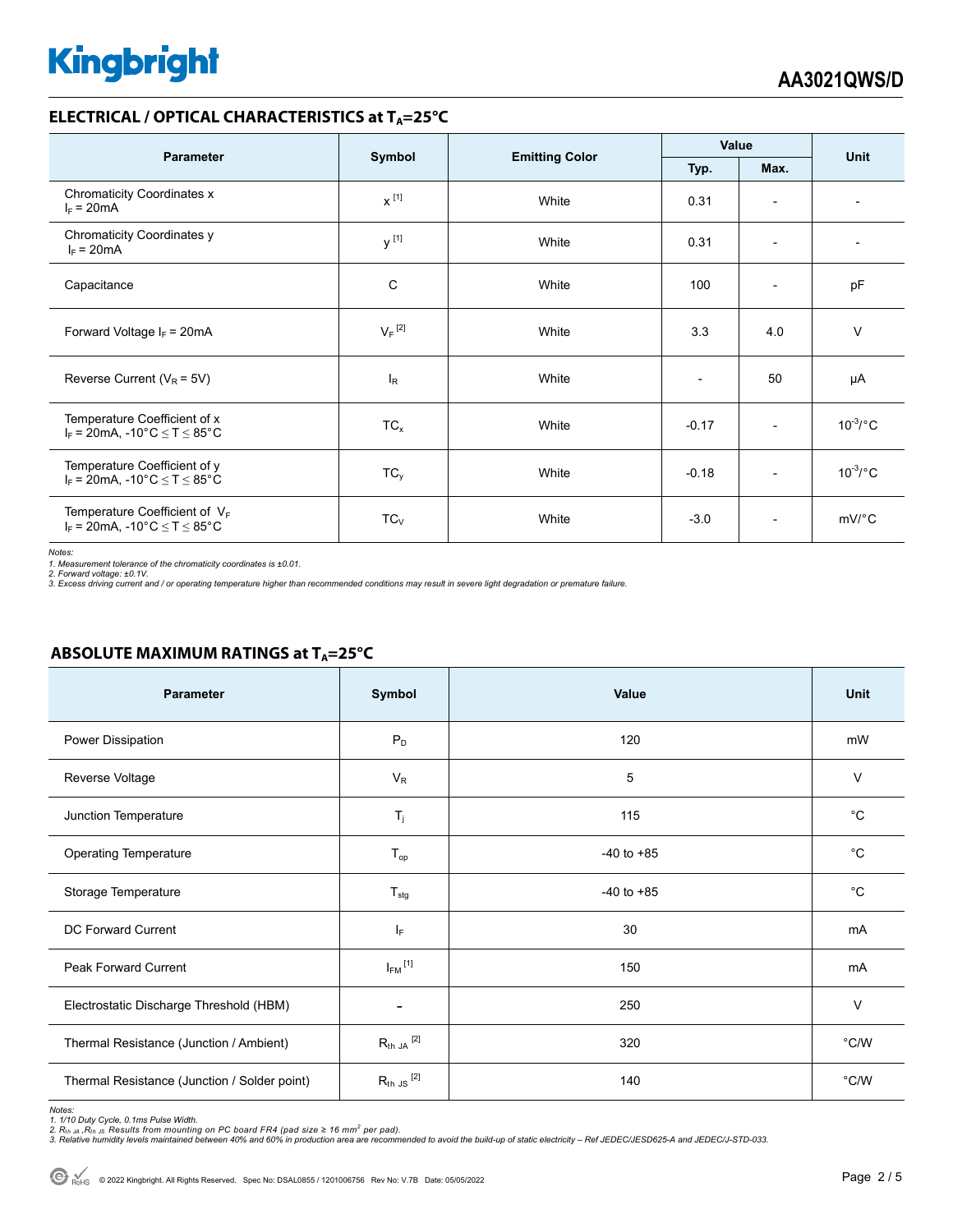## ELECTRICAL / OPTICAL CHARACTERISTICS at $T_A$=25°C

| Parameter | Symbol | Emitting Color | Value | | Unit |
|---|---|---|---|---|---|
| | | | Typ. | Max. | |
| Chromaticity Coordinates x<br>$I_F$ = 20mA | x [1] | White | 0.31 | - | - |
| Chromaticity Coordinates y<br>$I_F$ = 20mA | y [1] | White | 0.31 | - | - |
| Capacitance | C | White | 100 | - | pF |
| Forward Voltage $I_F$ = 20mA | $V_F$ [2] | White | 3.3 | 4.0 | V |
| Reverse Current ($V_R$ = 5V) | $I_R$ | White | - | 50 | μA |
| Temperature Coefficient of x<br>$I_F$ = 20mA, -10°C ≤ T ≤ 85°C | $TC_x$ | White | -0.17 | - | $10^{-3}$/°C |
| Temperature Coefficient of y<br>$I_F$ = 20mA, -10°C ≤ T ≤ 85°C | $TC_y$ | White | -0.18 | - | $10^{-3}$/°C |
| Temperature Coefficient of $V_F$<br>$I_F$ = 20mA, -10°C ≤ T ≤ 85°C | $TC_V$ | White | -3.0 | - | mV/°C |

*Notes:*
*1. Measurement tolerance of the chromaticity coordinates is ±0.01.*
*2. Forward voltage: ±0.1V.*
*3. Excess driving current and / or operating temperature higher than recommended conditions may result in severe light degradation or premature failure.*

## ABSOLUTE MAXIMUM RATINGS at $T_A$=25°C

| Parameter | Symbol | Value | Unit |
|---|---|---|---|
| Power Dissipation | $P_D$ | 120 | mW |
| Reverse Voltage | $V_R$ | 5 | V |
| Junction Temperature | $T_j$ | 115 | °C |
| Operating Temperature | $T_{op}$ | -40 to +85 | °C |
| Storage Temperature | $T_{stg}$ | -40 to +85 | °C |
| DC Forward Current | $I_F$ | 30 | mA |
| Peak Forward Current | $I_{FM}$ [1] | 150 | mA |
| Electrostatic Discharge Threshold (HBM) | - | 250 | V |
| Thermal Resistance (Junction / Ambient) | $R_{th\ JA}$ [2] | 320 | °C/W |
| Thermal Resistance (Junction / Solder point) | $R_{th\ JS}$ [2] | 140 | °C/W |

*Notes:*
*1. 1/10 Duty Cycle, 0.1ms Pulse Width.*
*2. $R_{th\ JA}$ ,$R_{th\ JS}$ Results from mounting on PC board FR4 (pad size ≥ 16 $mm^2$ per pad).*
*3. Relative humidity levels maintained between 40% and 60% in production area are recommended to avoid the build-up of static electricity – Ref JEDEC/JESD625-A and JEDEC/J-STD-033.*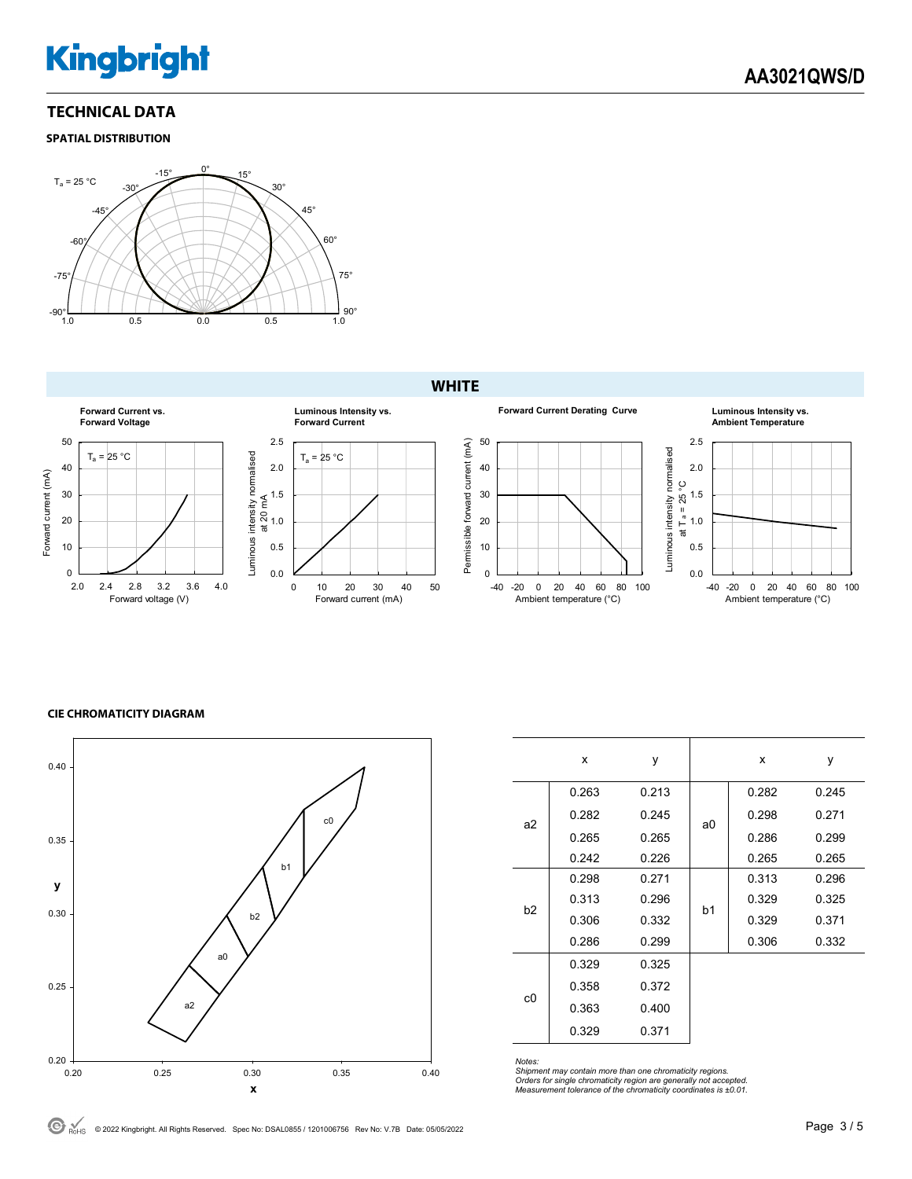## TECHNICAL DATA

### SPATIAL DISTRIBUTION

### WHITE

### CIE CHROMATICITY DIAGRAM

|  | x | y |  | x | y |
|---|---|---|---|---|---|
| a2 | 0.263 | 0.213 | a0 | 0.282 | 0.245 |
|  | 0.282 | 0.245 |  | 0.298 | 0.271 |
|  | 0.265 | 0.265 |  | 0.286 | 0.299 |
|  | 0.242 | 0.226 |  | 0.265 | 0.265 |
| b2 | 0.298 | 0.271 | b1 | 0.313 | 0.296 |
|  | 0.313 | 0.296 |  | 0.329 | 0.325 |
|  | 0.306 | 0.332 |  | 0.329 | 0.371 |
|  | 0.286 | 0.299 |  | 0.306 | 0.332 |
| c0 | 0.329 | 0.325 |  |  |  |
|  | 0.358 | 0.372 |  |  |  |
|  | 0.363 | 0.400 |  |  |  |
|  | 0.329 | 0.371 |  |  |  |

*Notes:*
*Shipment may contain more than one chromaticity regions.*
*Orders for single chromaticity region are generally not accepted.*
*Measurement tolerance of the chromaticity coordinates is ±0.01.*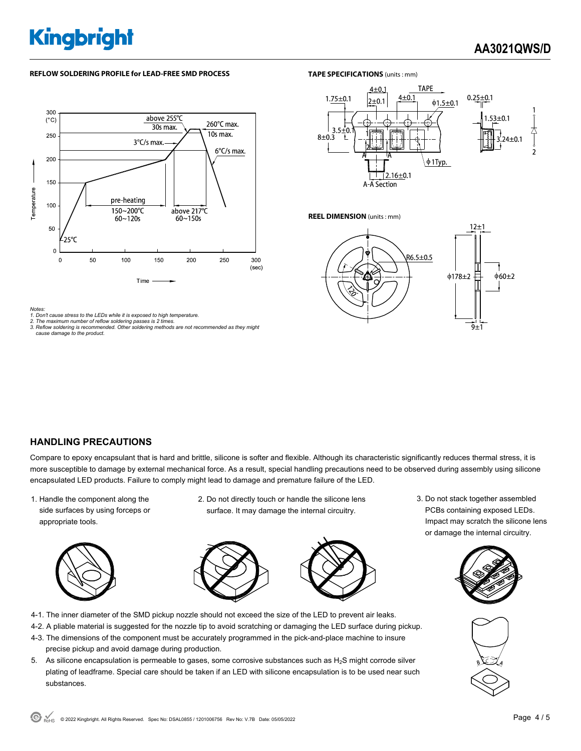**REFLOW SOLDERING PROFILE for LEAD-FREE SMD PROCESS**

*Notes:*
*1. Don't cause stress to the LEDs while it is exposed to high temperature.*
*2. The maximum number of reflow soldering passes is 2 times.*
*3. Reflow soldering is recommended. Other soldering methods are not recommended as they might cause damage to the product.*

**TAPE SPECIFICATIONS** (units : mm)

**REEL DIMENSION** (units : mm)

## HANDLING PRECAUTIONS

Compare to epoxy encapsulant that is hard and brittle, silicone is softer and flexible. Although its characteristic significantly reduces thermal stress, it is more susceptible to damage by external mechanical force. As a result, special handling precautions need to be observed during assembly using silicone encapsulated LED products. Failure to comply might lead to damage and premature failure of the LED.

1. Handle the component along the side surfaces by using forceps or appropriate tools.
2. Do not directly touch or handle the silicone lens surface. It may damage the internal circuitry.
3. Do not stack together assembled PCBs containing exposed LEDs. Impact may scratch the silicone lens or damage the internal circuitry.

4-1. The inner diameter of the SMD pickup nozzle should not exceed the size of the LED to prevent air leaks.
4-2. A pliable material is suggested for the nozzle tip to avoid scratching or damaging the LED surface during pickup.
4-3. The dimensions of the component must be accurately programmed in the pick-and-place machine to insure precise pickup and avoid damage during production.

5. As silicone encapsulation is permeable to gases, some corrosive substances such as $H_2S$ might corrode silver plating of leadframe. Special care should be taken if an LED with silicone encapsulation is to be used near such substances.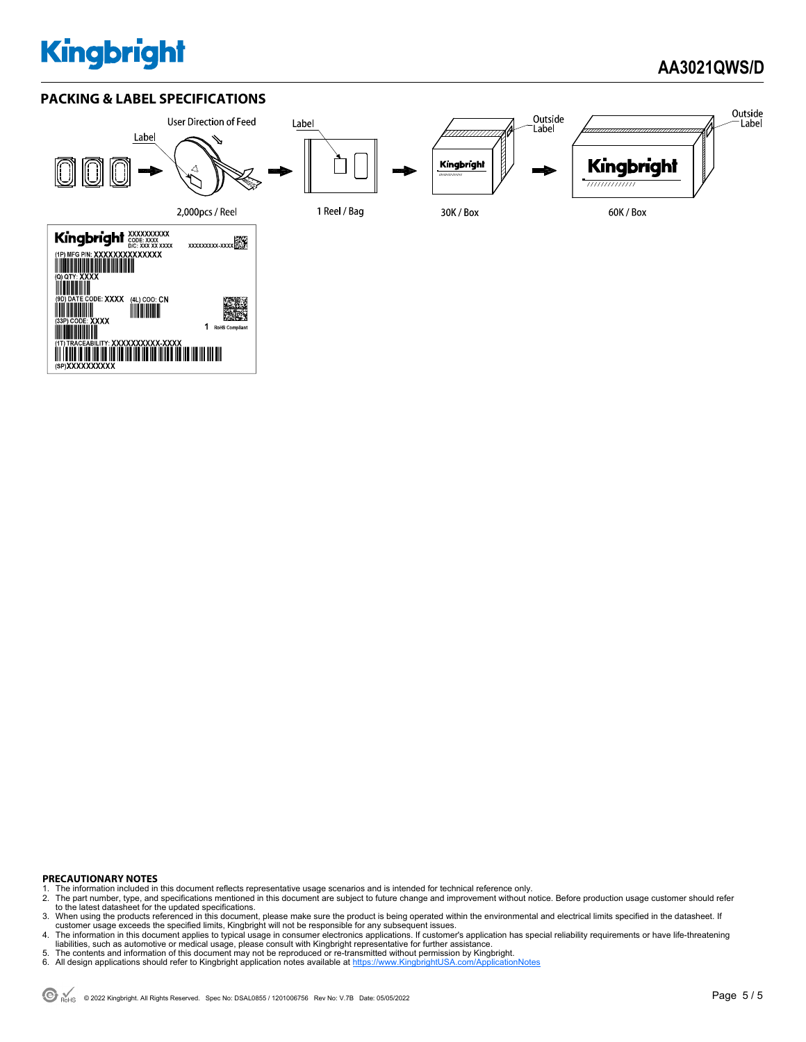## PACKING & LABEL SPECIFICATIONS

User Direction of Feed

Label

Label

Outside Label

Outside Label

2,000pcs / Reel

1 Reel / Bag

30K / Box

60K / Box

Kingbright XXXXXXXXXX
CODE: XXXX
D/C: XXX XX XXXX
XXXXXXXXX-XXXX
(1P) MFG P/N: XXXXXXXXXXXXXX
(Q) QTY: XXXX
(9D) DATE CODE: XXXX (4L) COO: CN
(33P) CODE: XXXX
1 RoHS Compliant
(1T) TRACEABILITY: XXXXXXXXXX-XXXX
(SP)XXXXXXXXXX

**PRECAUTIONARY NOTES**

1. The information included in this document reflects representative usage scenarios and is intended for technical reference only.
2. The part number, type, and specifications mentioned in this document are subject to future change and improvement without notice. Before production usage customer should refer to the latest datasheet for the updated specifications.
3. When using the products referenced in this document, please make sure the product is being operated within the environmental and electrical limits specified in the datasheet. If customer usage exceeds the specified limits, Kingbright will not be responsible for any subsequent issues.
4. The information in this document applies to typical usage in consumer electronics applications. If customer's application has special reliability requirements or have life-threatening liabilities, such as automotive or medical usage, please consult with Kingbright representative for further assistance.
5. The contents and information of this document may not be reproduced or re-transmitted without permission by Kingbright.
6. All design applications should refer to Kingbright application notes available at https://www.KingbrightUSA.com/ApplicationNotes

© 2022 Kingbright. All Rights Reserved. Spec No: DSAL0855 / 1201006756 Rev No: V.7B Date: 05/05/2022